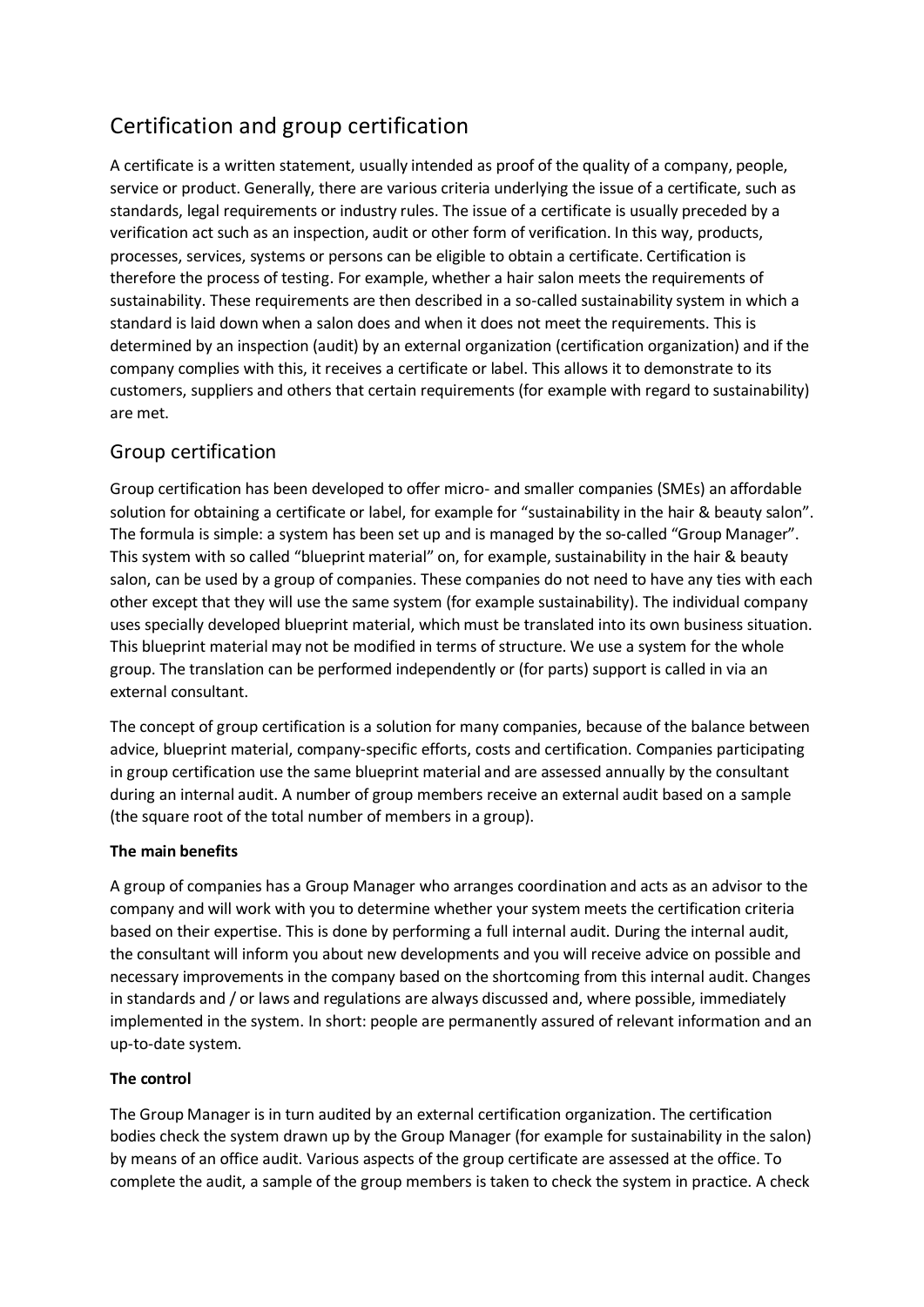# Certification and group certification

A certificate is a written statement, usually intended as proof of the quality of a company, people, service or product. Generally, there are various criteria underlying the issue of a certificate, such as standards, legal requirements or industry rules. The issue of a certificate is usually preceded by a verification act such as an inspection, audit or other form of verification. In this way, products, processes, services, systems or persons can be eligible to obtain a certificate. Certification is therefore the process of testing. For example, whether a hair salon meets the requirements of sustainability. These requirements are then described in a so-called sustainability system in which a standard is laid down when a salon does and when it does not meet the requirements. This is determined by an inspection (audit) by an external organization (certification organization) and if the company complies with this, it receives a certificate or label. This allows it to demonstrate to its customers, suppliers and others that certain requirements (for example with regard to sustainability) are met.

## Group certification

Group certification has been developed to offer micro- and smaller companies (SMEs) an affordable solution for obtaining a certificate or label, for example for "sustainability in the hair & beauty salon". The formula is simple: a system has been set up and is managed by the so-called "Group Manager". This system with so called "blueprint material" on, for example, sustainability in the hair & beauty salon, can be used by a group of companies. These companies do not need to have any ties with each other except that they will use the same system (for example sustainability). The individual company uses specially developed blueprint material, which must be translated into its own business situation. This blueprint material may not be modified in terms of structure. We use a system for the whole group. The translation can be performed independently or (for parts) support is called in via an external consultant.

The concept of group certification is a solution for many companies, because of the balance between advice, blueprint material, company-specific efforts, costs and certification. Companies participating in group certification use the same blueprint material and are assessed annually by the consultant during an internal audit. A number of group members receive an external audit based on a sample (the square root of the total number of members in a group).

**The main benefits**

A group of companies has a Group Manager who arranges coordination and acts as an advisor to the company and will work with you to determine whether your system meets the certification criteria based on their expertise. This is done by performing a full internal audit. During the internal audit, the consultant will inform you about new developments and you will receive advice on possible and necessary improvements in the company based on the shortcoming from this internal audit. Changes in standards and / or laws and regulations are always discussed and, where possible, immediately implemented in the system. In short: people are permanently assured of relevant information and an up-to-date system.

**The control**

The Group Manager is in turn audited by an external certification organization. The certification bodies check the system drawn up by the Group Manager (for example for sustainability in the salon) by means of an office audit. Various aspects of the group certificate are assessed at the office. To complete the audit, a sample of the group members is taken to check the system in practice. A check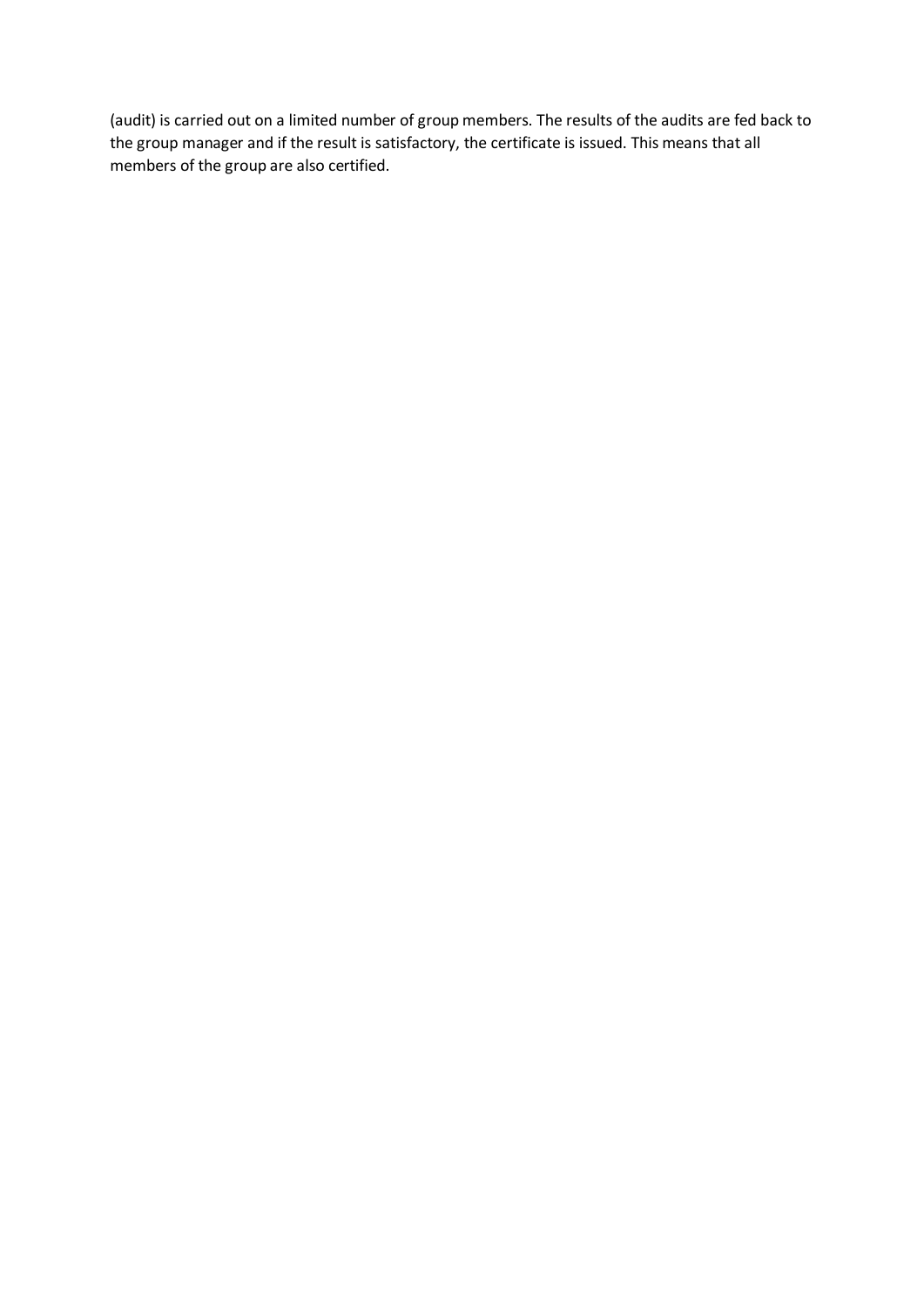(audit) is carried out on a limited number of group members. The results of the audits are fed back to the group manager and if the result is satisfactory, the certificate is issued. This means that all members of the group are also certified.